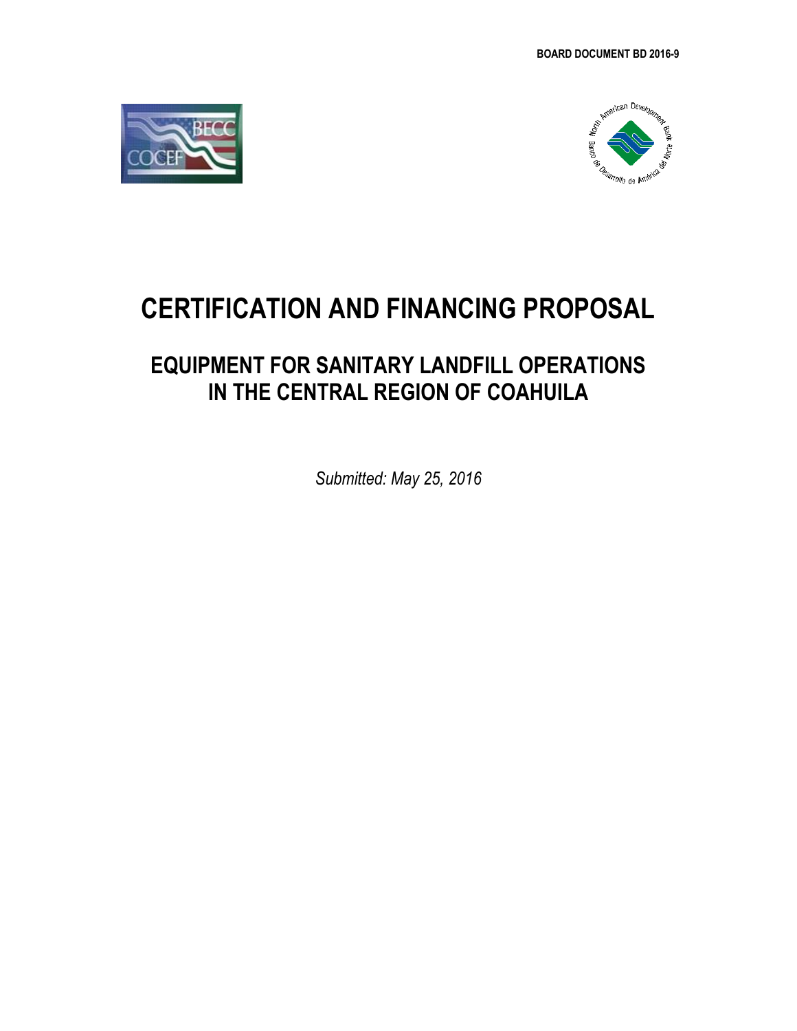BOARD DOCUMENT BD 2016-9

# CERTIFICATION AND FINANCING PROPOSAL

## EQUIPMENT FOR SANITARY LANDFILL OPERATIONS IN THE CENTRAL REGION OF COAHUILA

*Submitted: May 25, 2016*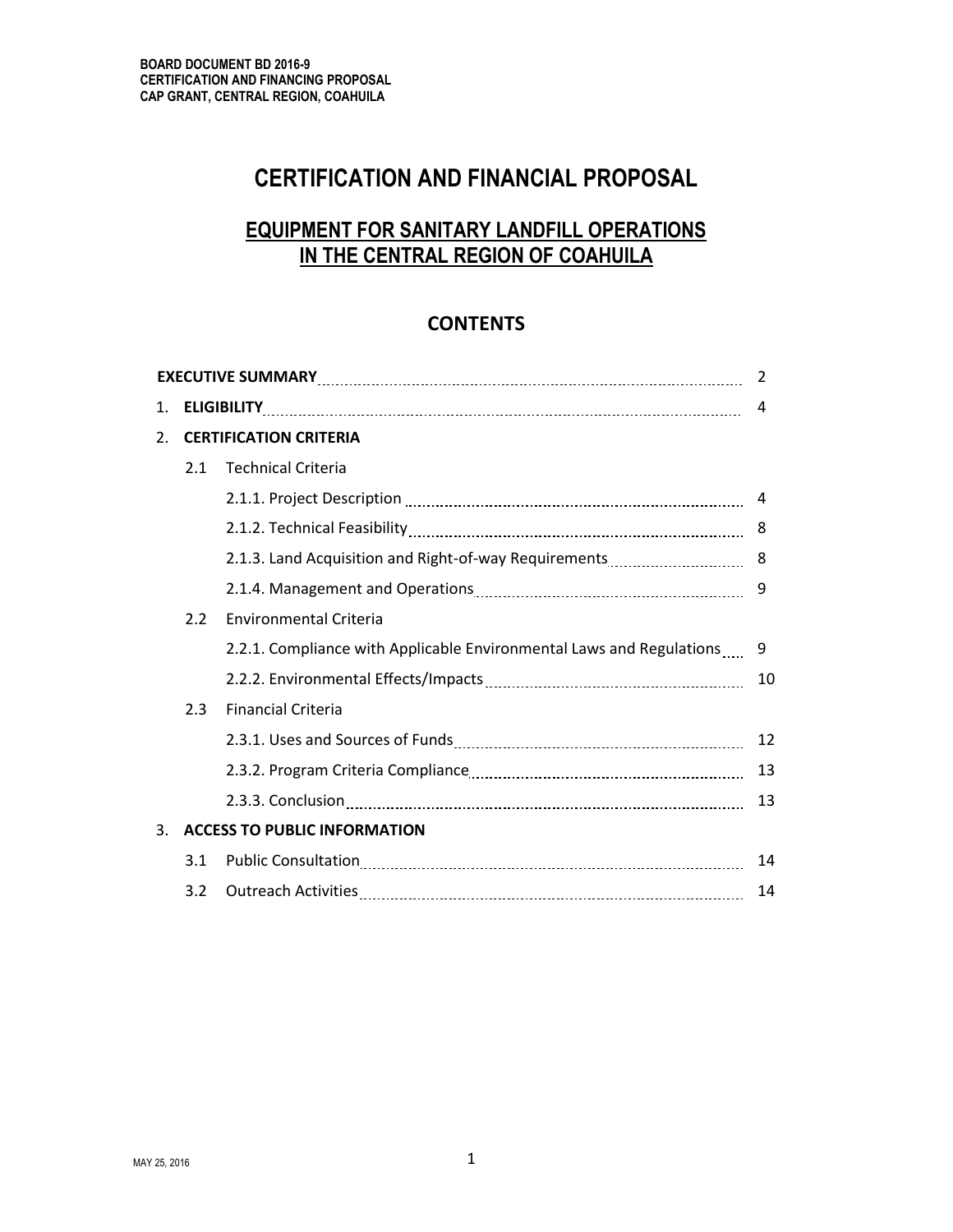# CERTIFICATION AND FINANCIAL PROPOSAL

## EQUIPMENT FOR SANITARY LANDFILL OPERATIONS IN THE CENTRAL REGION OF COAHUILA

### CONTENTS

| | | | |
|---|---|---|---|
| | **EXECUTIVE SUMMARY** | | 2 |
| 1. | **ELIGIBILITY** | | 4 |
| 2. | **CERTIFICATION CRITERIA** | | |
| | 2.1 | Technical Criteria | |
| | | 2.1.1. Project Description | 4 |
| | | 2.1.2. Technical Feasibility | 8 |
| | | 2.1.3. Land Acquisition and Right-of-way Requirements | 8 |
| | | 2.1.4. Management and Operations | 9 |
| | 2.2 | Environmental Criteria | |
| | | 2.2.1. Compliance with Applicable Environmental Laws and Regulations | 9 |
| | | 2.2.2. Environmental Effects/Impacts | 10 |
| | 2.3 | Financial Criteria | |
| | | 2.3.1. Uses and Sources of Funds | 12 |
| | | 2.3.2. Program Criteria Compliance | 13 |
| | | 2.3.3. Conclusion | 13 |
| 3. | **ACCESS TO PUBLIC INFORMATION** | | |
| | 3.1 | Public Consultation | 14 |
| | 3.2 | Outreach Activities | 14 |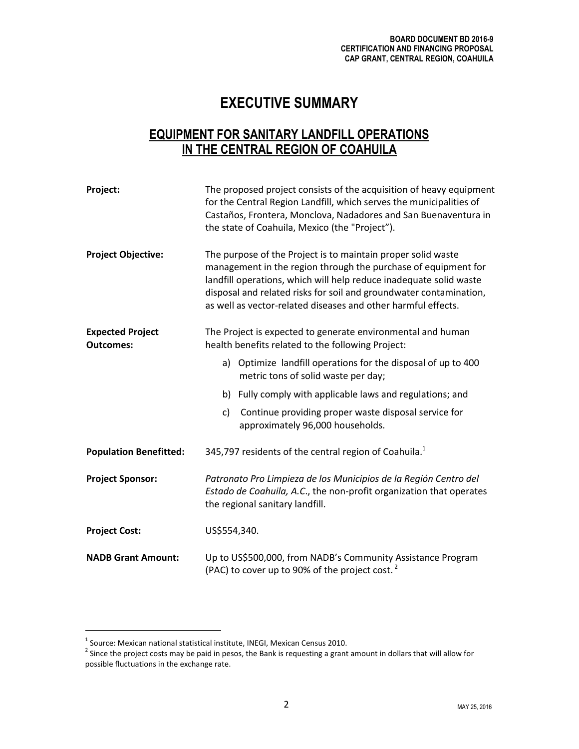# EXECUTIVE SUMMARY

## EQUIPMENT FOR SANITARY LANDFILL OPERATIONS IN THE CENTRAL REGION OF COAHUILA

**Project:** The proposed project consists of the acquisition of heavy equipment for the Central Region Landfill, which serves the municipalities of Castaños, Frontera, Monclova, Nadadores and San Buenaventura in the state of Coahuila, Mexico (the "Project").

**Project Objective:** The purpose of the Project is to maintain proper solid waste management in the region through the purchase of equipment for landfill operations, which will help reduce inadequate solid waste disposal and related risks for soil and groundwater contamination, as well as vector-related diseases and other harmful effects.

**Expected Project Outcomes:** The Project is expected to generate environmental and human health benefits related to the following Project:

a) Optimize landfill operations for the disposal of up to 400 metric tons of solid waste per day;

b) Fully comply with applicable laws and regulations; and

c) Continue providing proper waste disposal service for approximately 96,000 households.

**Population Benefitted:** 345,797 residents of the central region of Coahuila.[1]

**Project Sponsor:** *Patronato Pro Limpieza de los Municipios de la Región Centro del Estado de Coahuila, A.C.*, the non-profit organization that operates the regional sanitary landfill.

**Project Cost:** US$554,340.

**NADB Grant Amount:** Up to US$500,000, from NADB's Community Assistance Program (PAC) to cover up to 90% of the project cost.[2]

---

[1] Source: Mexican national statistical institute, INEGI, Mexican Census 2010.

[2] Since the project costs may be paid in pesos, the Bank is requesting a grant amount in dollars that will allow for possible fluctuations in the exchange rate.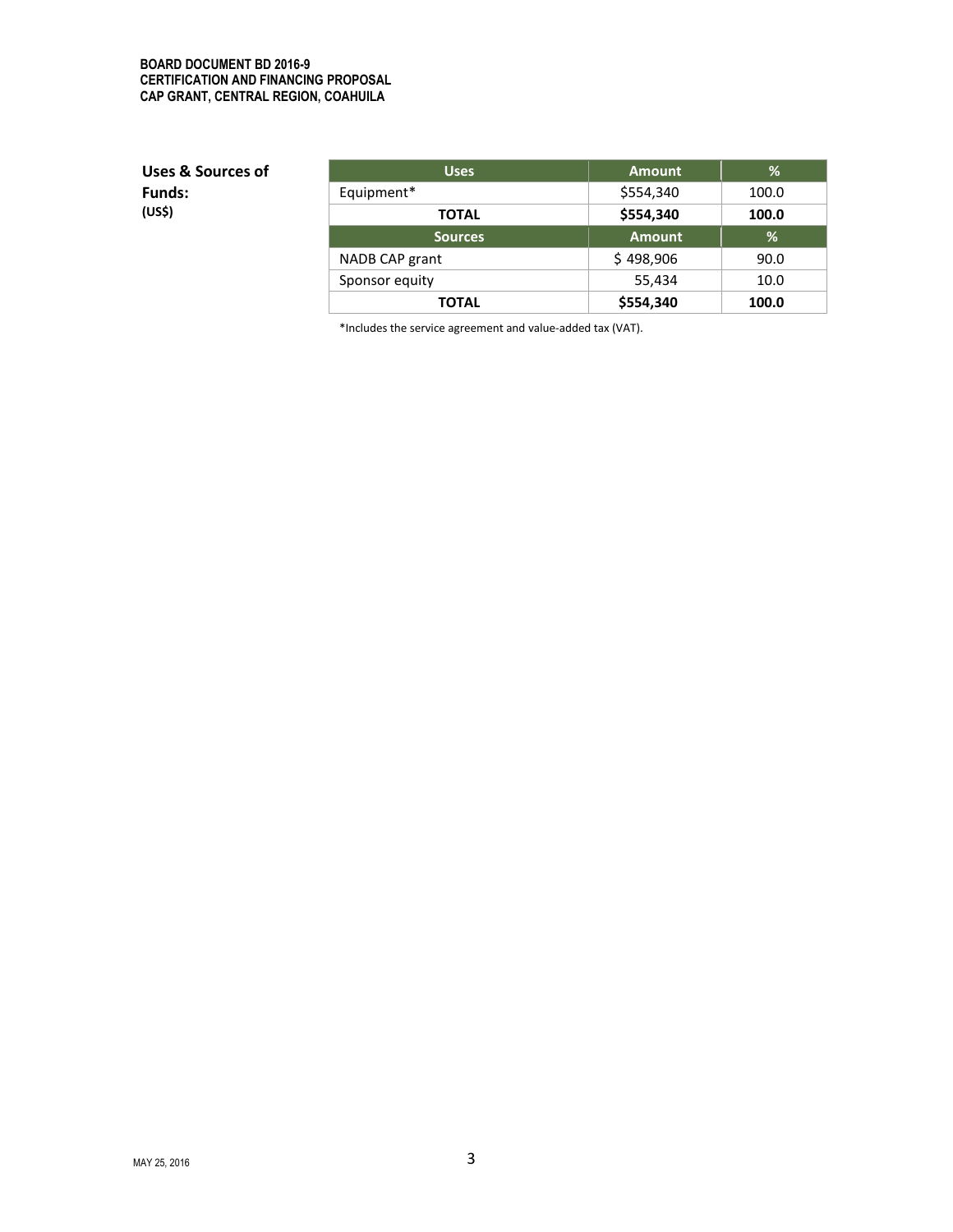**Uses & Sources of Funds:**
**(US$)**

| Uses | Amount | % |
|---|---|---|
| Equipment* | $554,340 | 100.0 |
| **TOTAL** | **$554,340** | **100.0** |
| **Sources** | **Amount** | **%** |
| NADB CAP grant | $ 498,906 | 90.0 |
| Sponsor equity | 55,434 | 10.0 |
| **TOTAL** | **$554,340** | **100.0** |

*Includes the service agreement and value-added tax (VAT).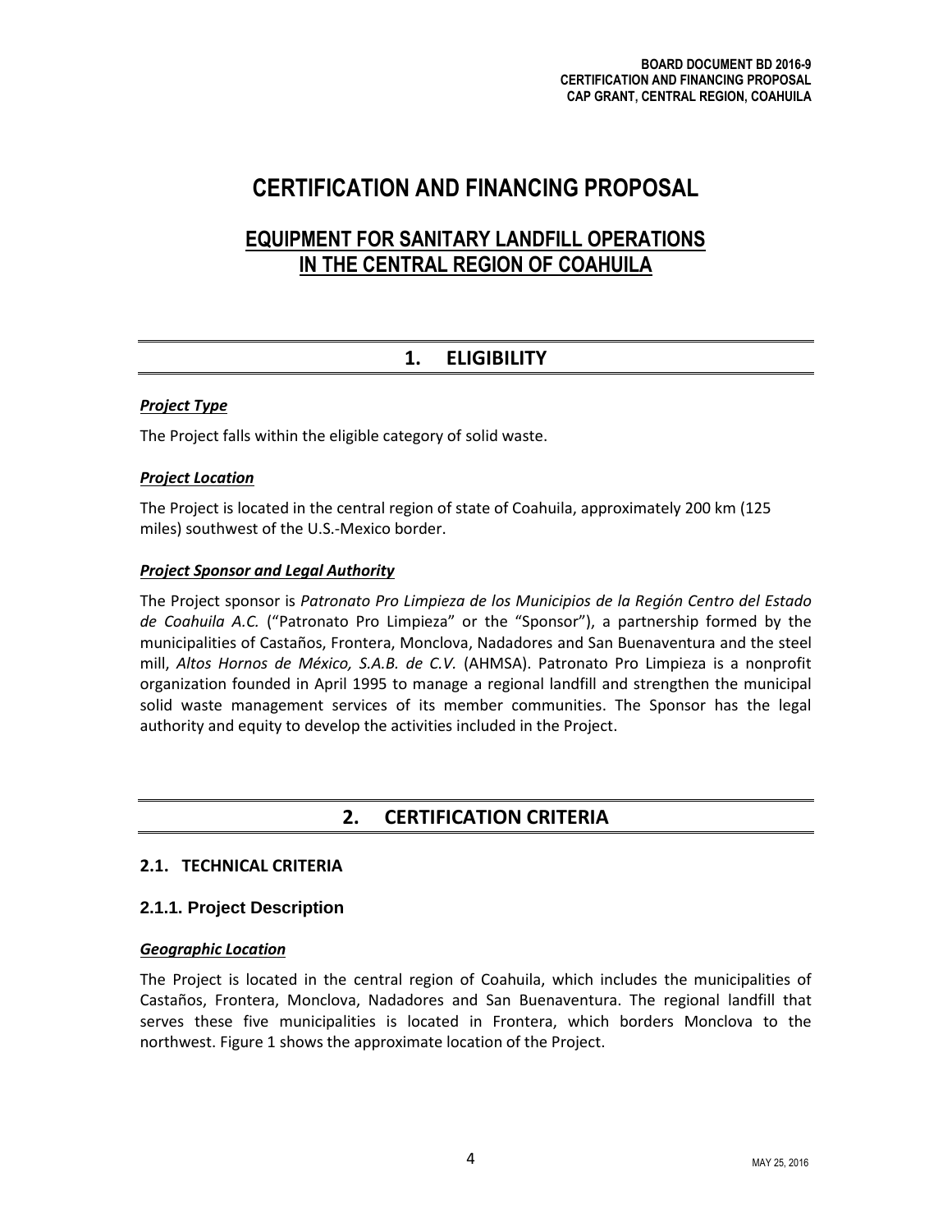# CERTIFICATION AND FINANCING PROPOSAL

## EQUIPMENT FOR SANITARY LANDFILL OPERATIONS IN THE CENTRAL REGION OF COAHUILA

## 1. ELIGIBILITY

***Project Type***

The Project falls within the eligible category of solid waste.

***Project Location***

The Project is located in the central region of state of Coahuila, approximately 200 km (125 miles) southwest of the U.S.-Mexico border.

***Project Sponsor and Legal Authority***

The Project sponsor is *Patronato Pro Limpieza de los Municipios de la Región Centro del Estado de Coahuila A.C.* ("Patronato Pro Limpieza" or the "Sponsor"), a partnership formed by the municipalities of Castaños, Frontera, Monclova, Nadadores and San Buenaventura and the steel mill, *Altos Hornos de México, S.A.B. de C.V.* (AHMSA). Patronato Pro Limpieza is a nonprofit organization founded in April 1995 to manage a regional landfill and strengthen the municipal solid waste management services of its member communities. The Sponsor has the legal authority and equity to develop the activities included in the Project.

## 2. CERTIFICATION CRITERIA

### 2.1. TECHNICAL CRITERIA

### 2.1.1. Project Description

***Geographic Location***

The Project is located in the central region of Coahuila, which includes the municipalities of Castaños, Frontera, Monclova, Nadadores and San Buenaventura. The regional landfill that serves these five municipalities is located in Frontera, which borders Monclova to the northwest. Figure 1 shows the approximate location of the Project.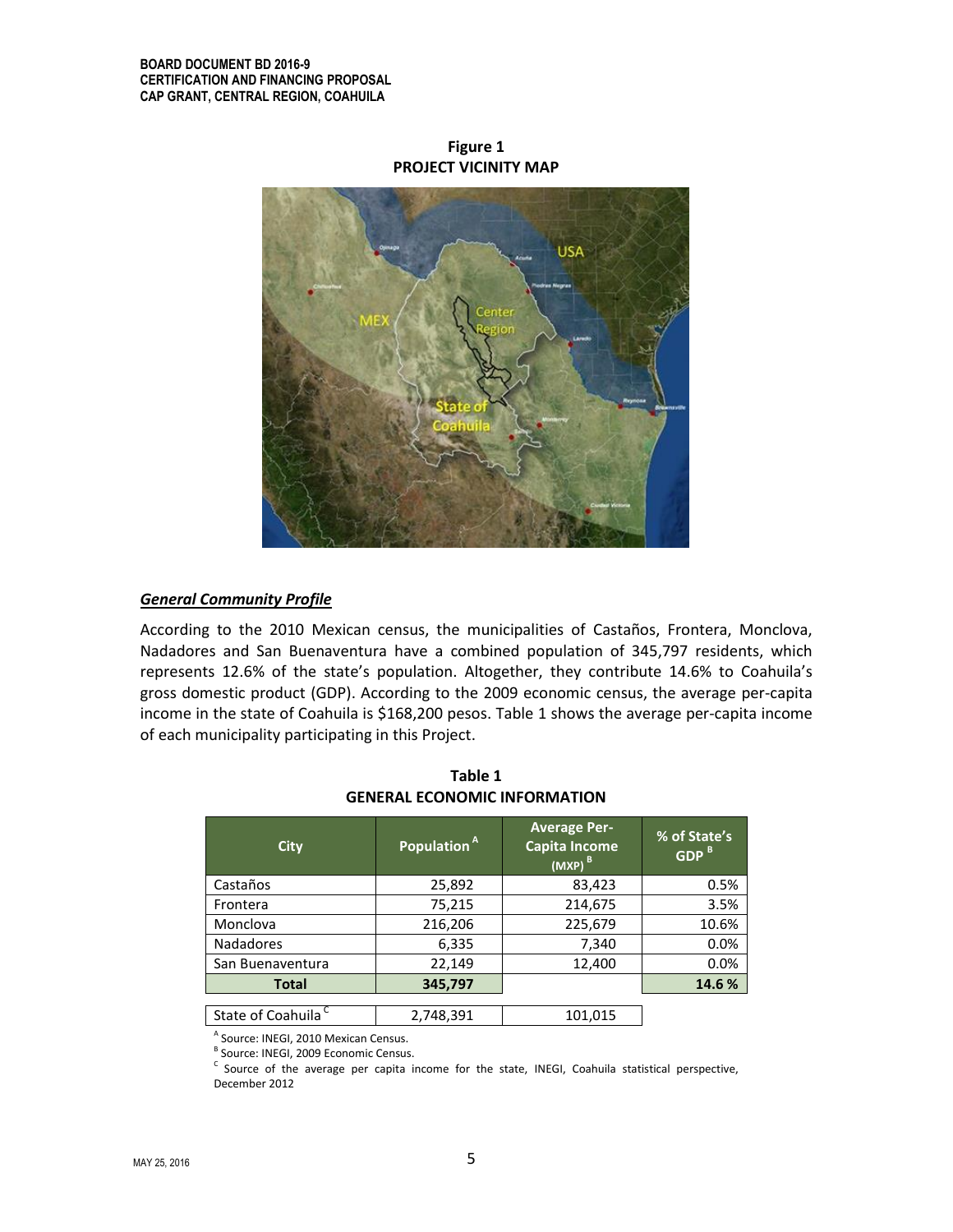**Figure 1**
**PROJECT VICINITY MAP**

***General Community Profile***

According to the 2010 Mexican census, the municipalities of Castaños, Frontera, Monclova, Nadadores and San Buenaventura have a combined population of 345,797 residents, which represents 12.6% of the state's population. Altogether, they contribute 14.6% to Coahuila's gross domestic product (GDP). According to the 2009 economic census, the average per-capita income in the state of Coahuila is $168,200 pesos. Table 1 shows the average per-capita income of each municipality participating in this Project.

**Table 1**
**GENERAL ECONOMIC INFORMATION**

| City | Population [A] | Average Per-Capita Income (MXP) [B] | % of State's GDP [B] |
|---|---|---|---|
| Castaños | 25,892 | 83,423 | 0.5% |
| Frontera | 75,215 | 214,675 | 3.5% |
| Monclova | 216,206 | 225,679 | 10.6% |
| Nadadores | 6,335 | 7,340 | 0.0% |
| San Buenaventura | 22,149 | 12,400 | 0.0% |
| **Total** | **345,797** | | **14.6 %** |
| State of Coahuila [C] | 2,748,391 | 101,015 | |

[A] Source: INEGI, 2010 Mexican Census.
[B] Source: INEGI, 2009 Economic Census.
[C] Source of the average per capita income for the state, INEGI, Coahuila statistical perspective, December 2012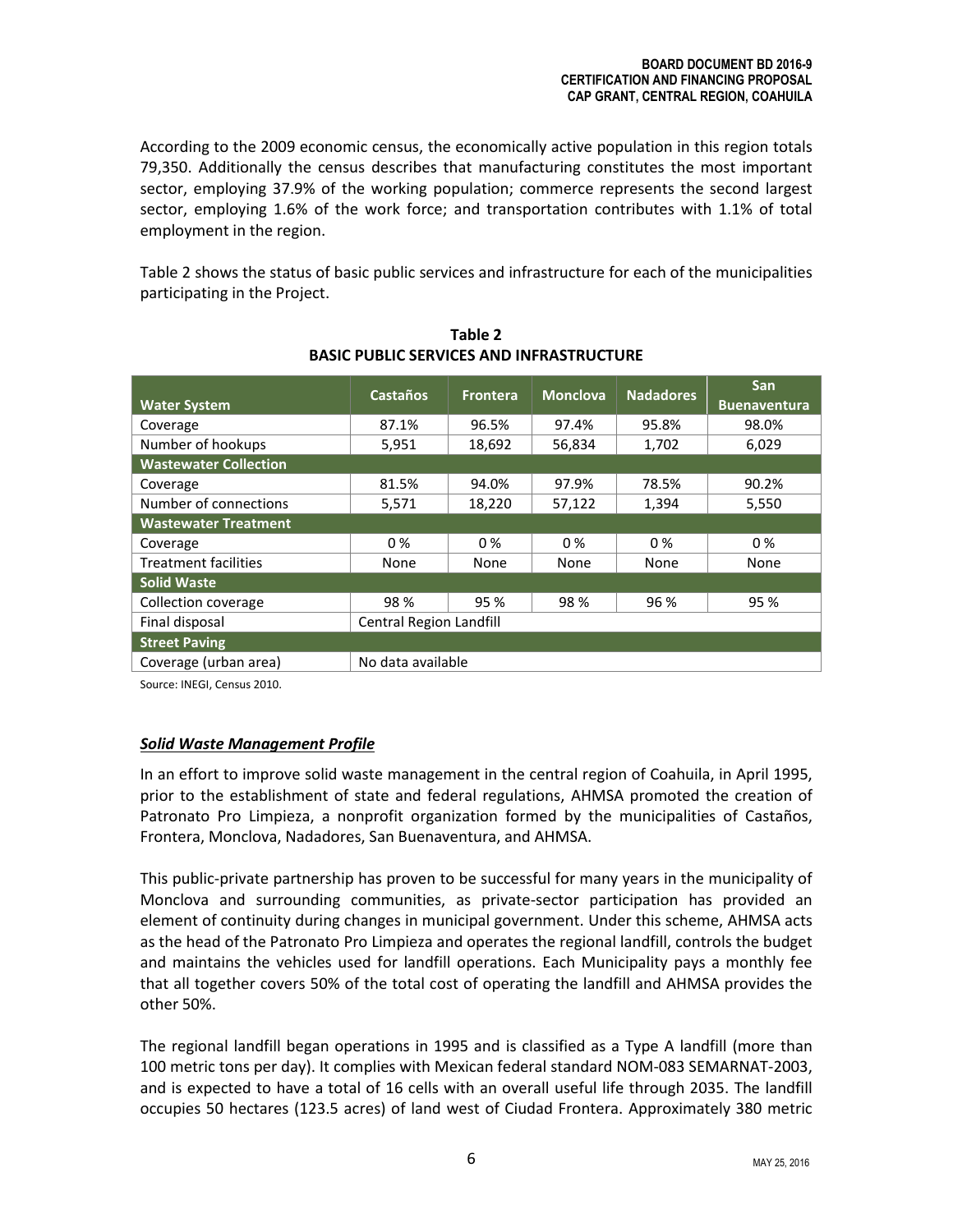According to the 2009 economic census, the economically active population in this region totals 79,350. Additionally the census describes that manufacturing constitutes the most important sector, employing 37.9% of the working population; commerce represents the second largest sector, employing 1.6% of the work force; and transportation contributes with 1.1% of total employment in the region.

Table 2 shows the status of basic public services and infrastructure for each of the municipalities participating in the Project.

**Table 2**
**BASIC PUBLIC SERVICES AND INFRASTRUCTURE**

| Water System | Castaños | Frontera | Monclova | Nadadores | San Buenaventura |
|---|---|---|---|---|---|
| Coverage | 87.1% | 96.5% | 97.4% | 95.8% | 98.0% |
| Number of hookups | 5,951 | 18,692 | 56,834 | 1,702 | 6,029 |
| **Wastewater Collection** | | | | | |
| Coverage | 81.5% | 94.0% | 97.9% | 78.5% | 90.2% |
| Number of connections | 5,571 | 18,220 | 57,122 | 1,394 | 5,550 |
| **Wastewater Treatment** | | | | | |
| Coverage | 0 % | 0 % | 0 % | 0 % | 0 % |
| Treatment facilities | None | None | None | None | None |
| **Solid Waste** | | | | | |
| Collection coverage | 98 % | 95 % | 98 % | 96 % | 95 % |
| Final disposal | Central Region Landfill | | | | |
| **Street Paving** | | | | | |
| Coverage (urban area) | No data available | | | | |

Source: INEGI, Census 2010.

***Solid Waste Management Profile***

In an effort to improve solid waste management in the central region of Coahuila, in April 1995, prior to the establishment of state and federal regulations, AHMSA promoted the creation of Patronato Pro Limpieza, a nonprofit organization formed by the municipalities of Castaños, Frontera, Monclova, Nadadores, San Buenaventura, and AHMSA.

This public-private partnership has proven to be successful for many years in the municipality of Monclova and surrounding communities, as private-sector participation has provided an element of continuity during changes in municipal government. Under this scheme, AHMSA acts as the head of the Patronato Pro Limpieza and operates the regional landfill, controls the budget and maintains the vehicles used for landfill operations. Each Municipality pays a monthly fee that all together covers 50% of the total cost of operating the landfill and AHMSA provides the other 50%.

The regional landfill began operations in 1995 and is classified as a Type A landfill (more than 100 metric tons per day). It complies with Mexican federal standard NOM-083 SEMARNAT-2003, and is expected to have a total of 16 cells with an overall useful life through 2035. The landfill occupies 50 hectares (123.5 acres) of land west of Ciudad Frontera. Approximately 380 metric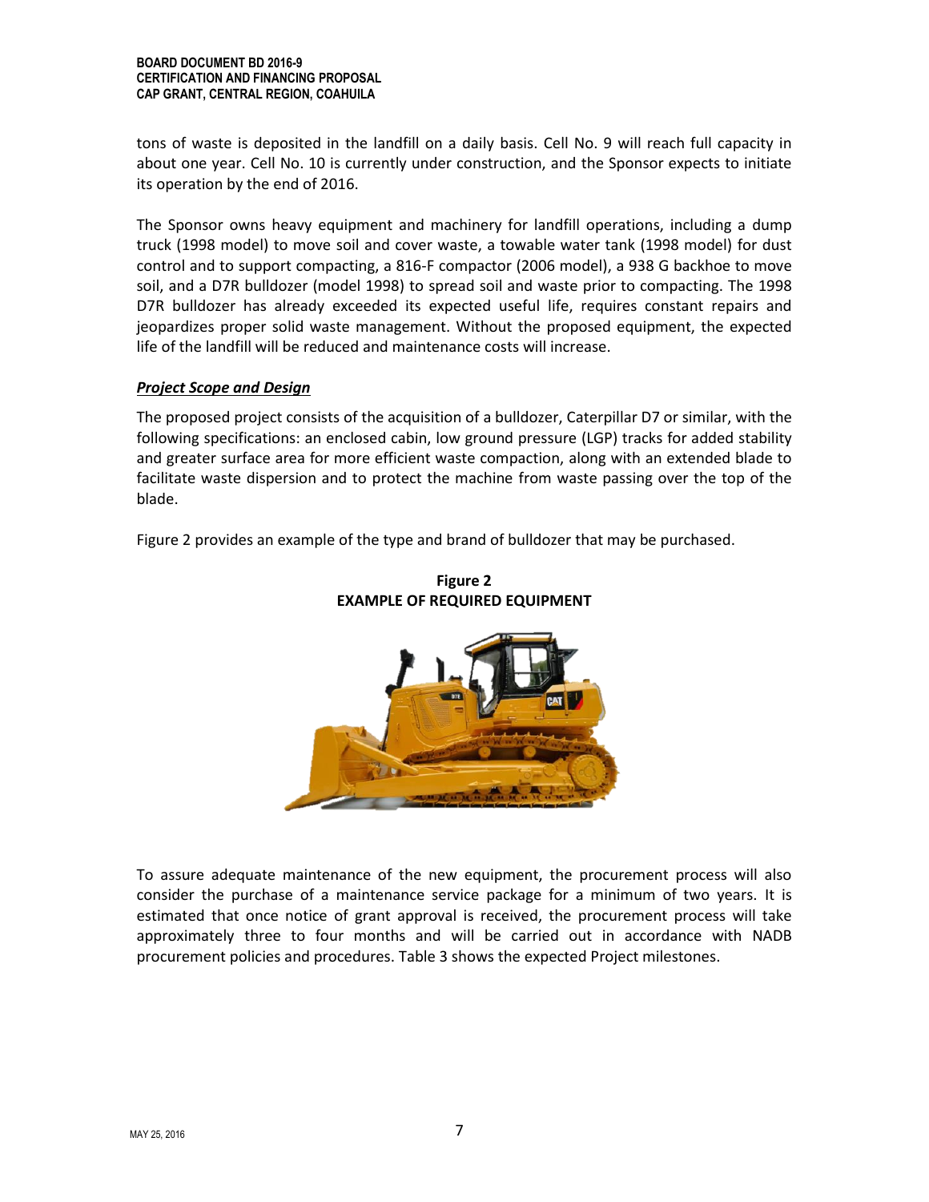tons of waste is deposited in the landfill on a daily basis. Cell No. 9 will reach full capacity in about one year. Cell No. 10 is currently under construction, and the Sponsor expects to initiate its operation by the end of 2016.

The Sponsor owns heavy equipment and machinery for landfill operations, including a dump truck (1998 model) to move soil and cover waste, a towable water tank (1998 model) for dust control and to support compacting, a 816-F compactor (2006 model), a 938 G backhoe to move soil, and a D7R bulldozer (model 1998) to spread soil and waste prior to compacting. The 1998 D7R bulldozer has already exceeded its expected useful life, requires constant repairs and jeopardizes proper solid waste management. Without the proposed equipment, the expected life of the landfill will be reduced and maintenance costs will increase.

***Project Scope and Design***

The proposed project consists of the acquisition of a bulldozer, Caterpillar D7 or similar, with the following specifications: an enclosed cabin, low ground pressure (LGP) tracks for added stability and greater surface area for more efficient waste compaction, along with an extended blade to facilitate waste dispersion and to protect the machine from waste passing over the top of the blade.

Figure 2 provides an example of the type and brand of bulldozer that may be purchased.

**Figure 2**
**EXAMPLE OF REQUIRED EQUIPMENT**

To assure adequate maintenance of the new equipment, the procurement process will also consider the purchase of a maintenance service package for a minimum of two years. It is estimated that once notice of grant approval is received, the procurement process will take approximately three to four months and will be carried out in accordance with NADB procurement policies and procedures. Table 3 shows the expected Project milestones.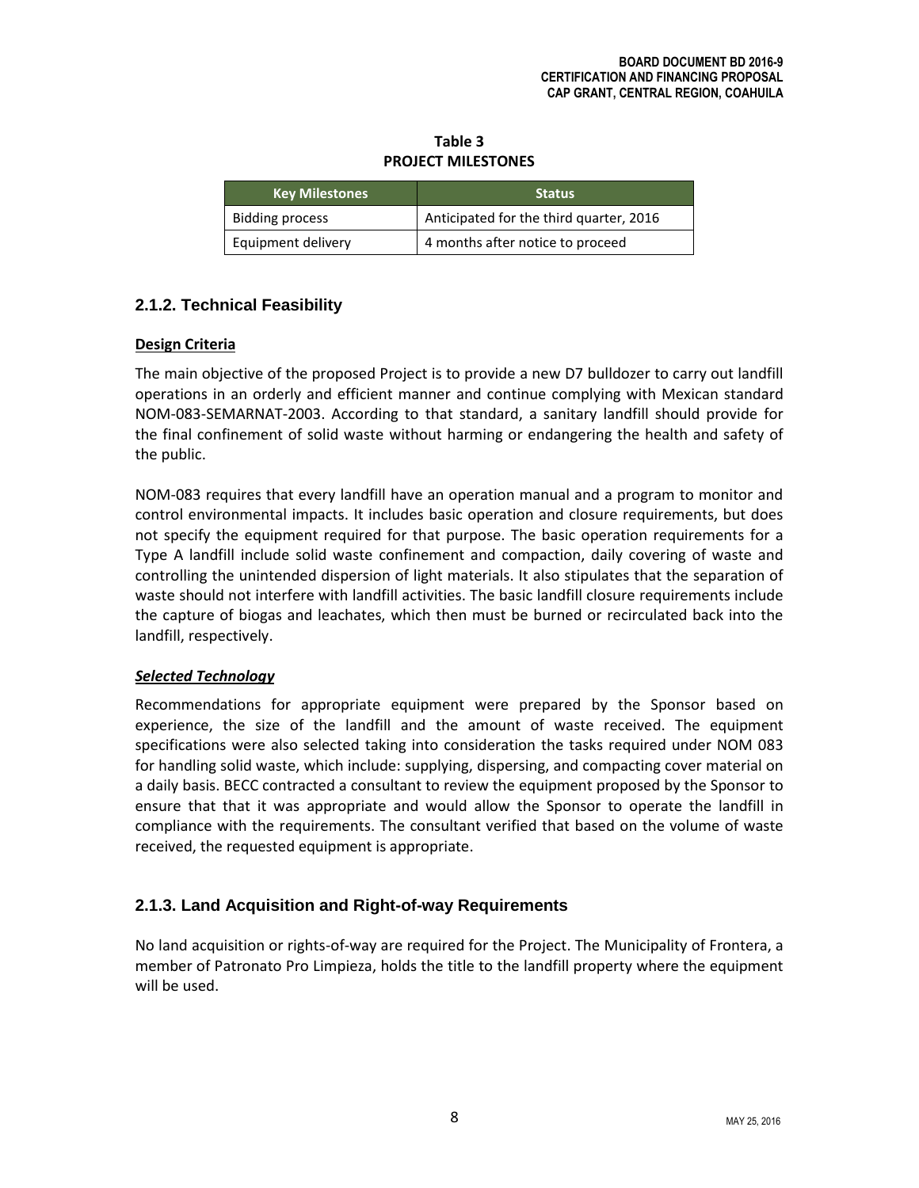**Table 3**
**PROJECT MILESTONES**

| Key Milestones | Status |
| --- | --- |
| Bidding process | Anticipated for the third quarter, 2016 |
| Equipment delivery | 4 months after notice to proceed |

### 2.1.2. Technical Feasibility

**Design Criteria**

The main objective of the proposed Project is to provide a new D7 bulldozer to carry out landfill operations in an orderly and efficient manner and continue complying with Mexican standard NOM-083-SEMARNAT-2003. According to that standard, a sanitary landfill should provide for the final confinement of solid waste without harming or endangering the health and safety of the public.

NOM-083 requires that every landfill have an operation manual and a program to monitor and control environmental impacts. It includes basic operation and closure requirements, but does not specify the equipment required for that purpose. The basic operation requirements for a Type A landfill include solid waste confinement and compaction, daily covering of waste and controlling the unintended dispersion of light materials. It also stipulates that the separation of waste should not interfere with landfill activities. The basic landfill closure requirements include the capture of biogas and leachates, which then must be burned or recirculated back into the landfill, respectively.

***Selected Technology***

Recommendations for appropriate equipment were prepared by the Sponsor based on experience, the size of the landfill and the amount of waste received. The equipment specifications were also selected taking into consideration the tasks required under NOM 083 for handling solid waste, which include: supplying, dispersing, and compacting cover material on a daily basis. BECC contracted a consultant to review the equipment proposed by the Sponsor to ensure that that it was appropriate and would allow the Sponsor to operate the landfill in compliance with the requirements. The consultant verified that based on the volume of waste received, the requested equipment is appropriate.

### 2.1.3. Land Acquisition and Right-of-way Requirements

No land acquisition or rights-of-way are required for the Project. The Municipality of Frontera, a member of Patronato Pro Limpieza, holds the title to the landfill property where the equipment will be used.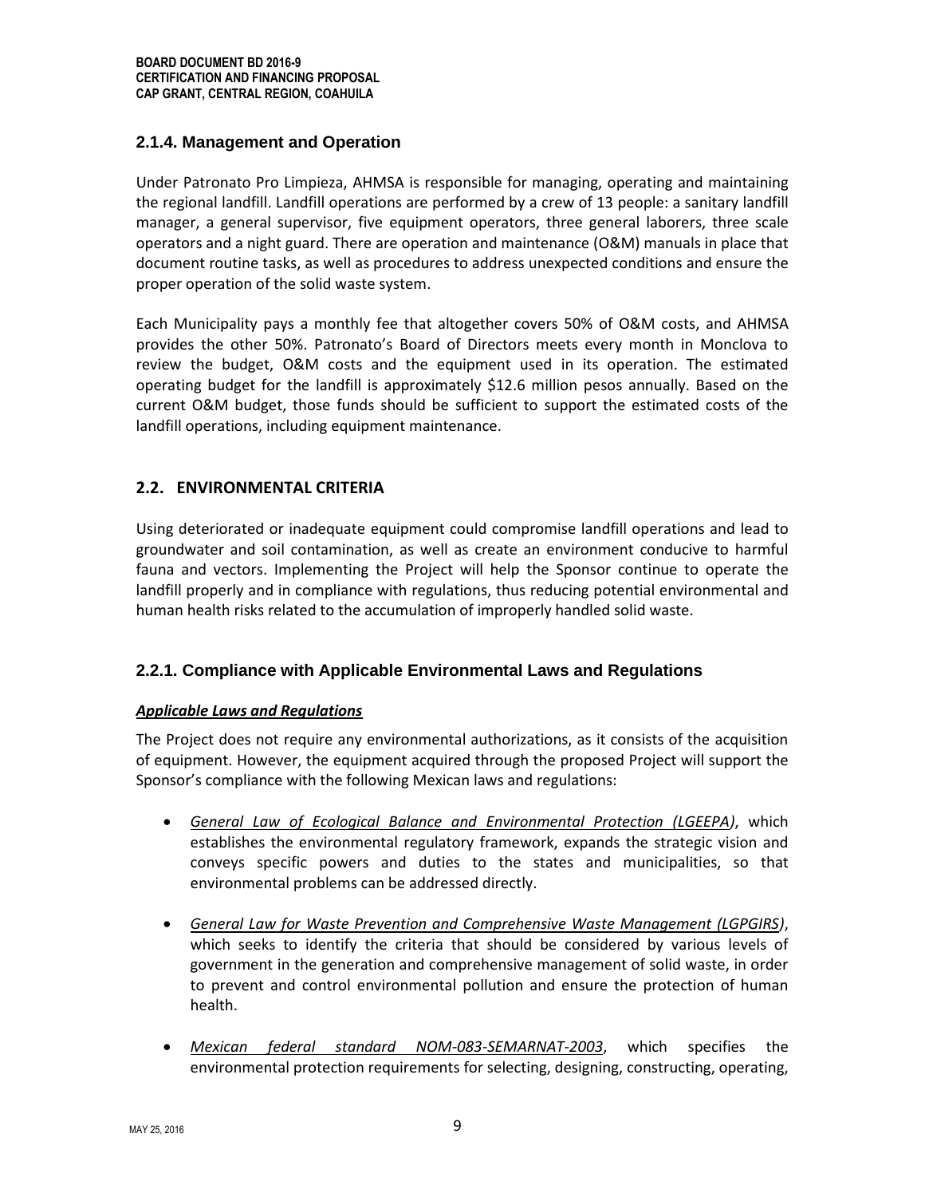### 2.1.4. Management and Operation

Under Patronato Pro Limpieza, AHMSA is responsible for managing, operating and maintaining the regional landfill. Landfill operations are performed by a crew of 13 people: a sanitary landfill manager, a general supervisor, five equipment operators, three general laborers, three scale operators and a night guard. There are operation and maintenance (O&M) manuals in place that document routine tasks, as well as procedures to address unexpected conditions and ensure the proper operation of the solid waste system.

Each Municipality pays a monthly fee that altogether covers 50% of O&M costs, and AHMSA provides the other 50%. Patronato's Board of Directors meets every month in Monclova to review the budget, O&M costs and the equipment used in its operation. The estimated operating budget for the landfill is approximately $12.6 million pesos annually. Based on the current O&M budget, those funds should be sufficient to support the estimated costs of the landfill operations, including equipment maintenance.

## 2.2. ENVIRONMENTAL CRITERIA

Using deteriorated or inadequate equipment could compromise landfill operations and lead to groundwater and soil contamination, as well as create an environment conducive to harmful fauna and vectors. Implementing the Project will help the Sponsor continue to operate the landfill properly and in compliance with regulations, thus reducing potential environmental and human health risks related to the accumulation of improperly handled solid waste.

### 2.2.1. Compliance with Applicable Environmental Laws and Regulations

***Applicable Laws and Regulations***

The Project does not require any environmental authorizations, as it consists of the acquisition of equipment. However, the equipment acquired through the proposed Project will support the Sponsor's compliance with the following Mexican laws and regulations:

- *General Law of Ecological Balance and Environmental Protection (LGEEPA)*, which establishes the environmental regulatory framework, expands the strategic vision and conveys specific powers and duties to the states and municipalities, so that environmental problems can be addressed directly.
- *General Law for Waste Prevention and Comprehensive Waste Management (LGPGIRS)*, which seeks to identify the criteria that should be considered by various levels of government in the generation and comprehensive management of solid waste, in order to prevent and control environmental pollution and ensure the protection of human health.
- *Mexican federal standard NOM-083-SEMARNAT-2003*, which specifies the environmental protection requirements for selecting, designing, constructing, operating,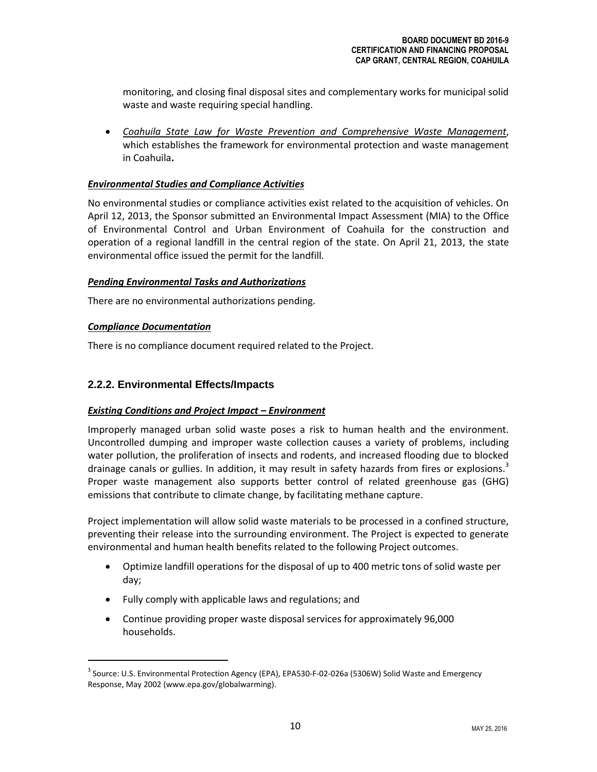monitoring, and closing final disposal sites and complementary works for municipal solid waste and waste requiring special handling.

- *Coahuila State Law for Waste Prevention and Comprehensive Waste Management*, which establishes the framework for environmental protection and waste management in Coahuila**.**

***Environmental Studies and Compliance Activities***

No environmental studies or compliance activities exist related to the acquisition of vehicles. On April 12, 2013, the Sponsor submitted an Environmental Impact Assessment (MIA) to the Office of Environmental Control and Urban Environment of Coahuila for the construction and operation of a regional landfill in the central region of the state. On April 21, 2013, the state environmental office issued the permit for the landfill.

***Pending Environmental Tasks and Authorizations***

There are no environmental authorizations pending.

***Compliance Documentation***

There is no compliance document required related to the Project.

### 2.2.2. Environmental Effects/Impacts

***Existing Conditions and Project Impact – Environment***

Improperly managed urban solid waste poses a risk to human health and the environment. Uncontrolled dumping and improper waste collection causes a variety of problems, including water pollution, the proliferation of insects and rodents, and increased flooding due to blocked drainage canals or gullies. In addition, it may result in safety hazards from fires or explosions.[3] Proper waste management also supports better control of related greenhouse gas (GHG) emissions that contribute to climate change, by facilitating methane capture.

Project implementation will allow solid waste materials to be processed in a confined structure, preventing their release into the surrounding environment. The Project is expected to generate environmental and human health benefits related to the following Project outcomes.

- Optimize landfill operations for the disposal of up to 400 metric tons of solid waste per day;
- Fully comply with applicable laws and regulations; and
- Continue providing proper waste disposal services for approximately 96,000 households.

[3] Source: U.S. Environmental Protection Agency (EPA), EPA530-F-02-026a (5306W) Solid Waste and Emergency Response, May 2002 (www.epa.gov/globalwarming).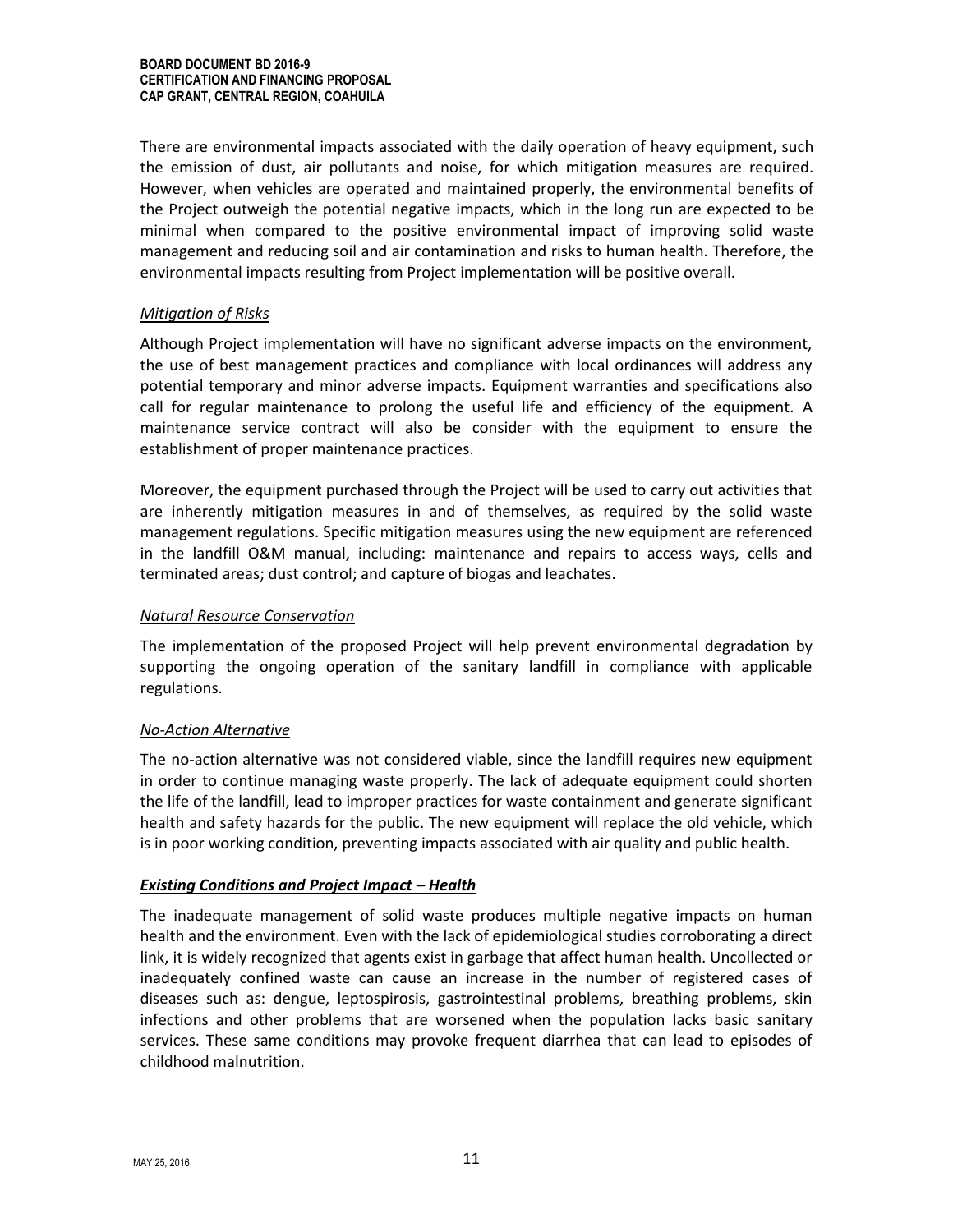There are environmental impacts associated with the daily operation of heavy equipment, such the emission of dust, air pollutants and noise, for which mitigation measures are required. However, when vehicles are operated and maintained properly, the environmental benefits of the Project outweigh the potential negative impacts, which in the long run are expected to be minimal when compared to the positive environmental impact of improving solid waste management and reducing soil and air contamination and risks to human health. Therefore, the environmental impacts resulting from Project implementation will be positive overall.

*Mitigation of Risks*

Although Project implementation will have no significant adverse impacts on the environment, the use of best management practices and compliance with local ordinances will address any potential temporary and minor adverse impacts. Equipment warranties and specifications also call for regular maintenance to prolong the useful life and efficiency of the equipment. A maintenance service contract will also be consider with the equipment to ensure the establishment of proper maintenance practices.

Moreover, the equipment purchased through the Project will be used to carry out activities that are inherently mitigation measures in and of themselves, as required by the solid waste management regulations. Specific mitigation measures using the new equipment are referenced in the landfill O&M manual, including: maintenance and repairs to access ways, cells and terminated areas; dust control; and capture of biogas and leachates.

*Natural Resource Conservation*

The implementation of the proposed Project will help prevent environmental degradation by supporting the ongoing operation of the sanitary landfill in compliance with applicable regulations.

*No-Action Alternative*

The no-action alternative was not considered viable, since the landfill requires new equipment in order to continue managing waste properly. The lack of adequate equipment could shorten the life of the landfill, lead to improper practices for waste containment and generate significant health and safety hazards for the public. The new equipment will replace the old vehicle, which is in poor working condition, preventing impacts associated with air quality and public health.

***Existing Conditions and Project Impact – Health***

The inadequate management of solid waste produces multiple negative impacts on human health and the environment. Even with the lack of epidemiological studies corroborating a direct link, it is widely recognized that agents exist in garbage that affect human health. Uncollected or inadequately confined waste can cause an increase in the number of registered cases of diseases such as: dengue, leptospirosis, gastrointestinal problems, breathing problems, skin infections and other problems that are worsened when the population lacks basic sanitary services. These same conditions may provoke frequent diarrhea that can lead to episodes of childhood malnutrition.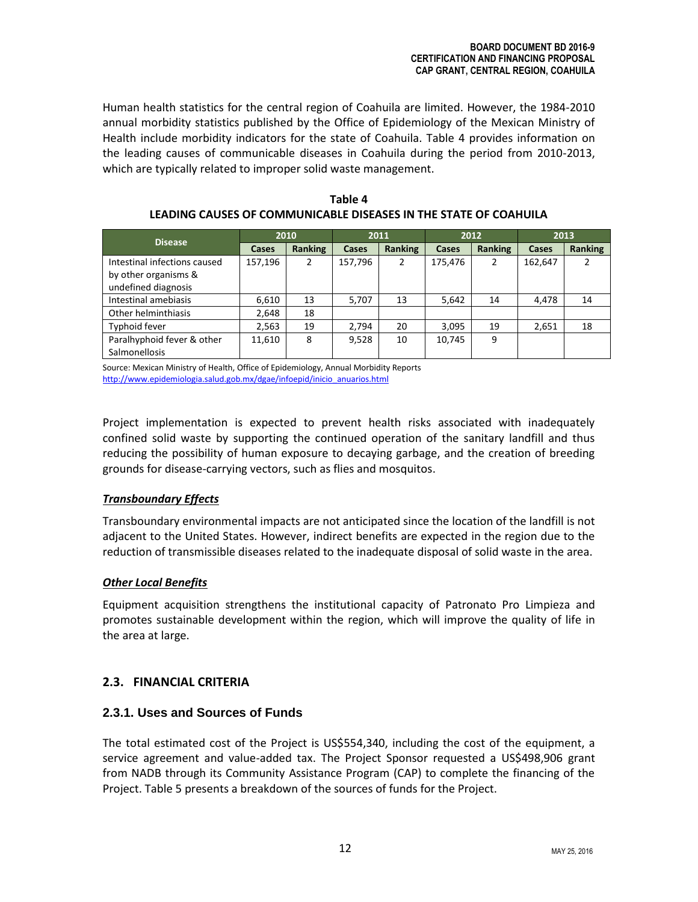Human health statistics for the central region of Coahuila are limited. However, the 1984-2010 annual morbidity statistics published by the Office of Epidemiology of the Mexican Ministry of Health include morbidity indicators for the state of Coahuila. Table 4 provides information on the leading causes of communicable diseases in Coahuila during the period from 2010-2013, which are typically related to improper solid waste management.

**Table 4**
**LEADING CAUSES OF COMMUNICABLE DISEASES IN THE STATE OF COAHUILA**

| Disease | 2010 | | 2011 | | 2012 | | 2013 | |
|---|---|---|---|---|---|---|---|---|
| | Cases | Ranking | Cases | Ranking | Cases | Ranking | Cases | Ranking |
| Intestinal infections caused by other organisms & undefined diagnosis | 157,196 | 2 | 157,796 | 2 | 175,476 | 2 | 162,647 | 2 |
| Intestinal amebiasis | 6,610 | 13 | 5,707 | 13 | 5,642 | 14 | 4,478 | 14 |
| Other helminthiasis | 2,648 | 18 | | | | | | |
| Typhoid fever | 2,563 | 19 | 2,794 | 20 | 3,095 | 19 | 2,651 | 18 |
| Paralhyphoid fever & other Salmonellosis | 11,610 | 8 | 9,528 | 10 | 10,745 | 9 | | |

Source: Mexican Ministry of Health, Office of Epidemiology, Annual Morbidity Reports
http://www.epidemiologia.salud.gob.mx/dgae/infoepid/inicio_anuarios.html

Project implementation is expected to prevent health risks associated with inadequately confined solid waste by supporting the continued operation of the sanitary landfill and thus reducing the possibility of human exposure to decaying garbage, and the creation of breeding grounds for disease-carrying vectors, such as flies and mosquitos.

***Transboundary Effects***

Transboundary environmental impacts are not anticipated since the location of the landfill is not adjacent to the United States. However, indirect benefits are expected in the region due to the reduction of transmissible diseases related to the inadequate disposal of solid waste in the area.

***Other Local Benefits***

Equipment acquisition strengthens the institutional capacity of Patronato Pro Limpieza and promotes sustainable development within the region, which will improve the quality of life in the area at large.

## 2.3. FINANCIAL CRITERIA

### 2.3.1. Uses and Sources of Funds

The total estimated cost of the Project is US$554,340, including the cost of the equipment, a service agreement and value-added tax. The Project Sponsor requested a US$498,906 grant from NADB through its Community Assistance Program (CAP) to complete the financing of the Project. Table 5 presents a breakdown of the sources of funds for the Project.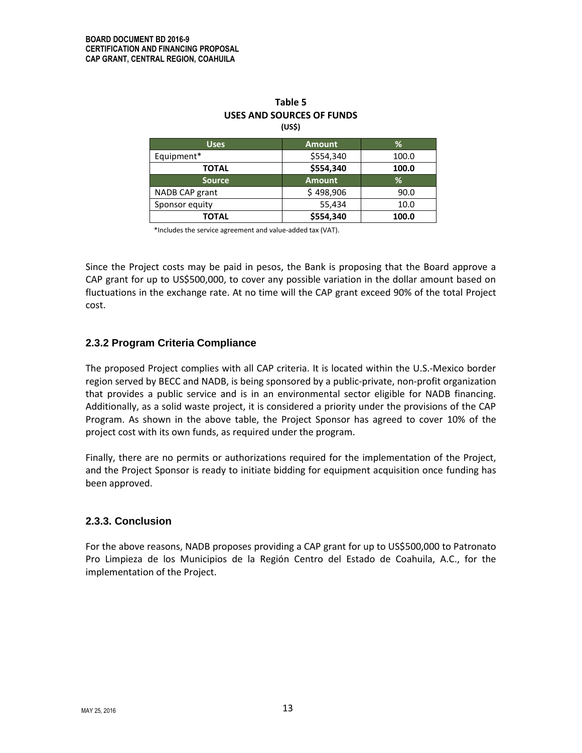**Table 5**
**USES AND SOURCES OF FUNDS**
**(US$)**

| Uses | Amount | % |
|---|---|---|
| Equipment* | $554,340 | 100.0 |
| **TOTAL** | **$554,340** | **100.0** |
| **Source** | **Amount** | **%** |
| NADB CAP grant | $ 498,906 | 90.0 |
| Sponsor equity | 55,434 | 10.0 |
| **TOTAL** | **$554,340** | **100.0** |

*Includes the service agreement and value-added tax (VAT).

Since the Project costs may be paid in pesos, the Bank is proposing that the Board approve a CAP grant for up to US$500,000, to cover any possible variation in the dollar amount based on fluctuations in the exchange rate. At no time will the CAP grant exceed 90% of the total Project cost.

### 2.3.2 Program Criteria Compliance

The proposed Project complies with all CAP criteria. It is located within the U.S.-Mexico border region served by BECC and NADB, is being sponsored by a public-private, non-profit organization that provides a public service and is in an environmental sector eligible for NADB financing. Additionally, as a solid waste project, it is considered a priority under the provisions of the CAP Program. As shown in the above table, the Project Sponsor has agreed to cover 10% of the project cost with its own funds, as required under the program.

Finally, there are no permits or authorizations required for the implementation of the Project, and the Project Sponsor is ready to initiate bidding for equipment acquisition once funding has been approved.

### 2.3.3. Conclusion

For the above reasons, NADB proposes providing a CAP grant for up to US$500,000 to Patronato Pro Limpieza de los Municipios de la Región Centro del Estado de Coahuila, A.C., for the implementation of the Project.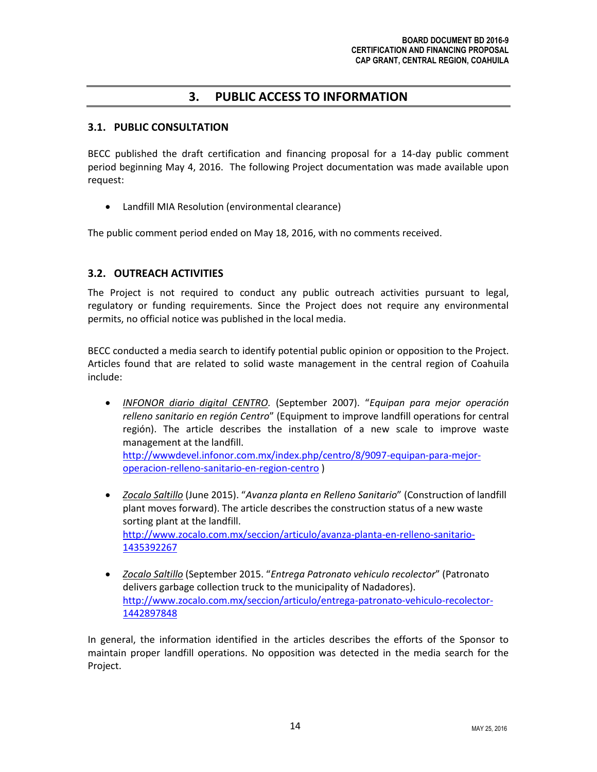# 3. PUBLIC ACCESS TO INFORMATION

## 3.1. PUBLIC CONSULTATION

BECC published the draft certification and financing proposal for a 14-day public comment period beginning May 4, 2016. The following Project documentation was made available upon request:

- Landfill MIA Resolution (environmental clearance)

The public comment period ended on May 18, 2016, with no comments received.

## 3.2. OUTREACH ACTIVITIES

The Project is not required to conduct any public outreach activities pursuant to legal, regulatory or funding requirements. Since the Project does not require any environmental permits, no official notice was published in the local media.

BECC conducted a media search to identify potential public opinion or opposition to the Project. Articles found that are related to solid waste management in the central region of Coahuila include:

- *INFONOR diario digital CENTRO*. (September 2007). "*Equipan para mejor operación relleno sanitario en región Centro*" (Equipment to improve landfill operations for central región). The article describes the installation of a new scale to improve waste management at the landfill. http://wwwdevel.infonor.com.mx/index.php/centro/8/9097-equipan-para-mejor-operacion-relleno-sanitario-en-region-centro )

- *Zocalo Saltillo* (June 2015). "*Avanza planta en Relleno Sanitario*" (Construction of landfill plant moves forward). The article describes the construction status of a new waste sorting plant at the landfill. http://www.zocalo.com.mx/seccion/articulo/avanza-planta-en-relleno-sanitario-1435392267

- *Zocalo Saltillo* (September 2015. "*Entrega Patronato vehiculo recolector*" (Patronato delivers garbage collection truck to the municipality of Nadadores). http://www.zocalo.com.mx/seccion/articulo/entrega-patronato-vehiculo-recolector-1442897848

In general, the information identified in the articles describes the efforts of the Sponsor to maintain proper landfill operations. No opposition was detected in the media search for the Project.